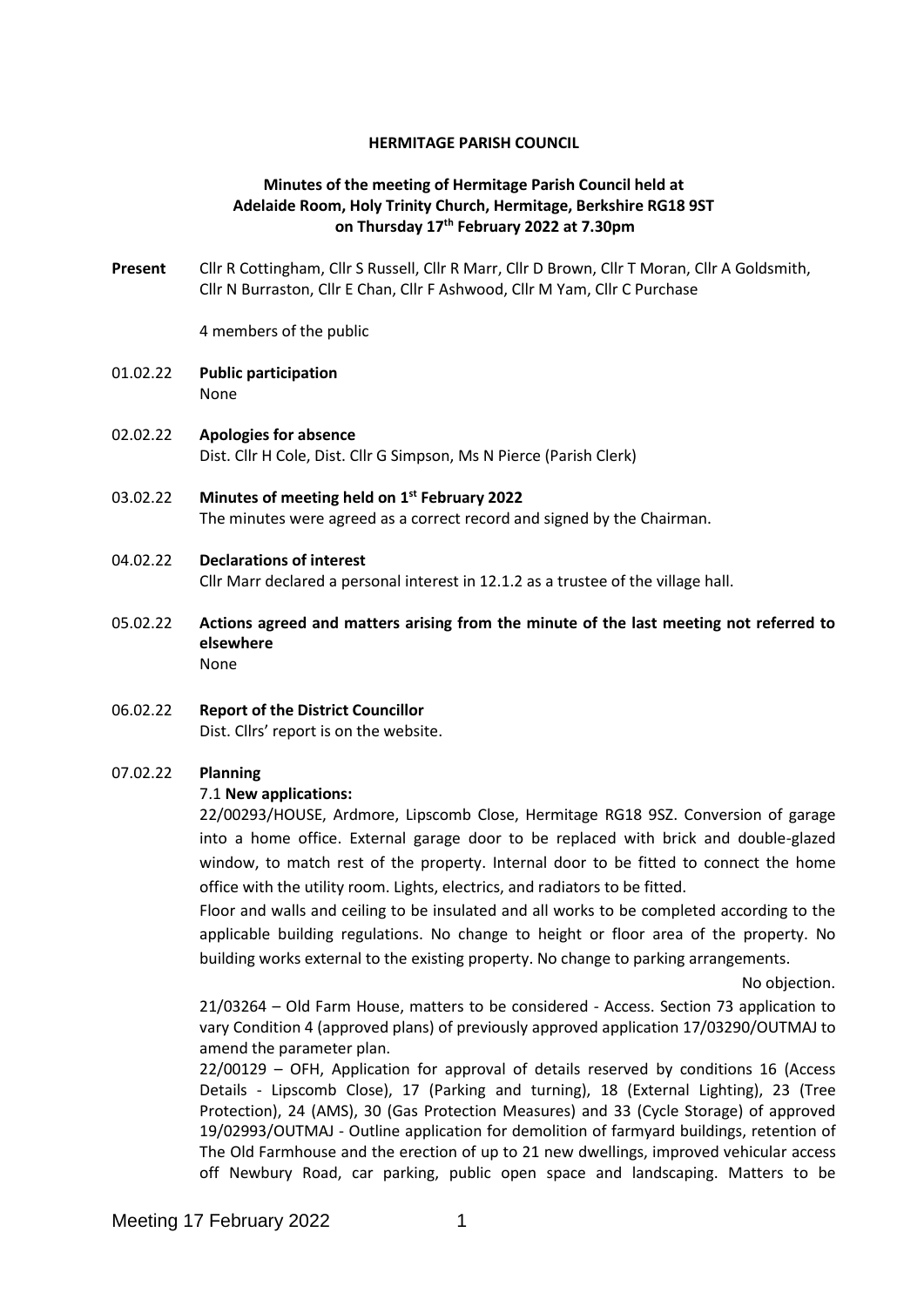**HERMITAGE PARISH COUNCIL**

**Minutes of the meeting of Hermitage Parish Council held at Adelaide Room, Holy Trinity Church, Hermitage, Berkshire RG18 9ST on Thursday 17th February 2022 at 7.30pm**

**Present** Cllr R Cottingham, Cllr S Russell, Cllr R Marr, Cllr D Brown, Cllr T Moran, Cllr A Goldsmith, Cllr N Burraston, Cllr E Chan, Cllr F Ashwood, Cllr M Yam, Cllr C Purchase

4 members of the public

01.02.22 **Public participation**
None

02.02.22 **Apologies for absence**
Dist. Cllr H Cole, Dist. Cllr G Simpson, Ms N Pierce (Parish Clerk)

03.02.22 **Minutes of meeting held on 1st February 2022**
The minutes were agreed as a correct record and signed by the Chairman.

04.02.22 **Declarations of interest**
Cllr Marr declared a personal interest in 12.1.2 as a trustee of the village hall.

05.02.22 **Actions agreed and matters arising from the minute of the last meeting not referred to elsewhere**
None

06.02.22 **Report of the District Councillor**
Dist. Cllrs' report is on the website.

07.02.22 **Planning**

7.1 **New applications:**

22/00293/HOUSE, Ardmore, Lipscomb Close, Hermitage RG18 9SZ. Conversion of garage into a home office. External garage door to be replaced with brick and double-glazed window, to match rest of the property. Internal door to be fitted to connect the home office with the utility room. Lights, electrics, and radiators to be fitted.

Floor and walls and ceiling to be insulated and all works to be completed according to the applicable building regulations. No change to height or floor area of the property. No building works external to the existing property. No change to parking arrangements.

No objection.

21/03264 – Old Farm House, matters to be considered - Access. Section 73 application to vary Condition 4 (approved plans) of previously approved application 17/03290/OUTMAJ to amend the parameter plan.

22/00129 – OFH, Application for approval of details reserved by conditions 16 (Access Details - Lipscomb Close), 17 (Parking and turning), 18 (External Lighting), 23 (Tree Protection), 24 (AMS), 30 (Gas Protection Measures) and 33 (Cycle Storage) of approved 19/02993/OUTMAJ - Outline application for demolition of farmyard buildings, retention of The Old Farmhouse and the erection of up to 21 new dwellings, improved vehicular access off Newbury Road, car parking, public open space and landscaping. Matters to be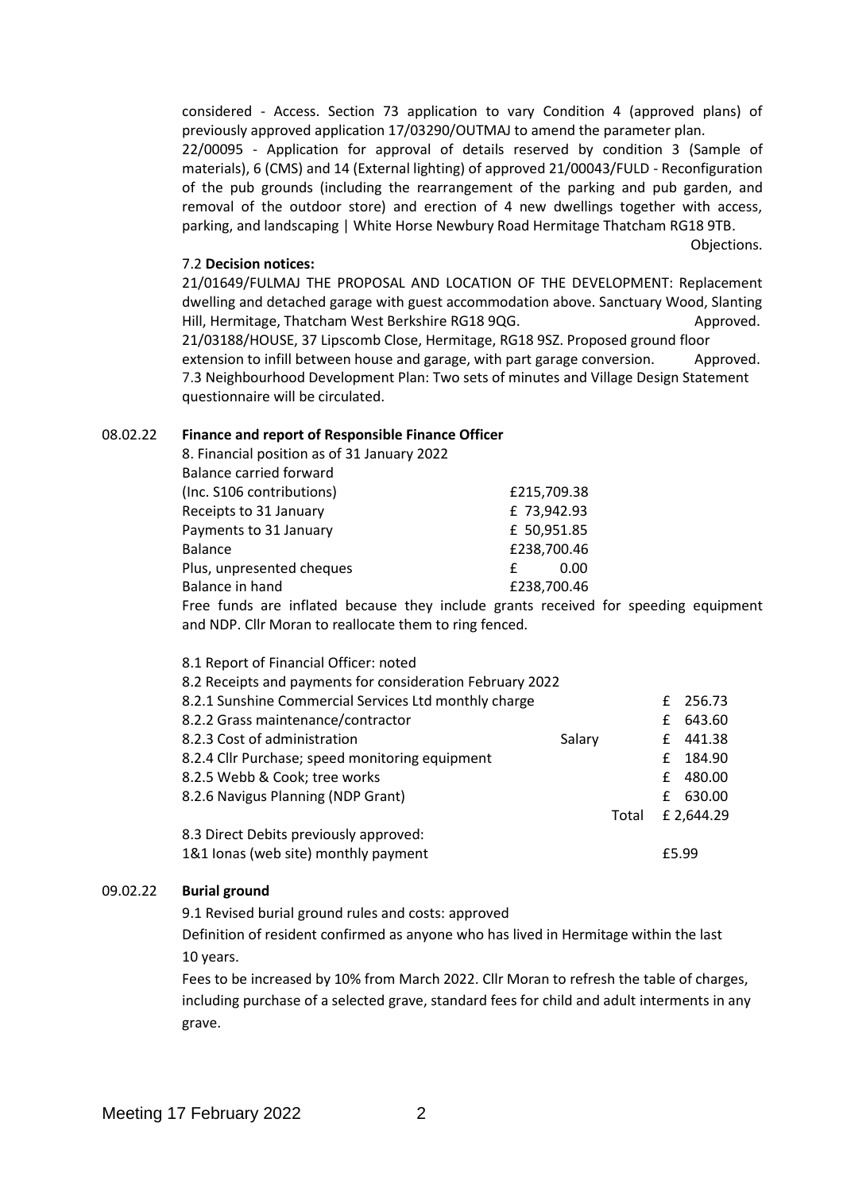considered - Access. Section 73 application to vary Condition 4 (approved plans) of previously approved application 17/03290/OUTMAJ to amend the parameter plan.

22/00095 - Application for approval of details reserved by condition 3 (Sample of materials), 6 (CMS) and 14 (External lighting) of approved 21/00043/FULD - Reconfiguration of the pub grounds (including the rearrangement of the parking and pub garden, and removal of the outdoor store) and erection of 4 new dwellings together with access, parking, and landscaping | White Horse Newbury Road Hermitage Thatcham RG18 9TB. Objections.

7.2 **Decision notices:**

21/01649/FULMAJ THE PROPOSAL AND LOCATION OF THE DEVELOPMENT: Replacement dwelling and detached garage with guest accommodation above. Sanctuary Wood, Slanting Hill, Hermitage, Thatcham West Berkshire RG18 9QG. Approved.

21/03188/HOUSE, 37 Lipscomb Close, Hermitage, RG18 9SZ. Proposed ground floor extension to infill between house and garage, with part garage conversion. Approved.

7.3 Neighbourhood Development Plan: Two sets of minutes and Village Design Statement questionnaire will be circulated.

08.02.22 **Finance and report of Responsible Finance Officer**

8. Financial position as of 31 January 2022

| | |
|---|---|
| Balance carried forward | |
| (Inc. S106 contributions) | £215,709.38 |
| Receipts to 31 January | £ 73,942.93 |
| Payments to 31 January | £ 50,951.85 |
| Balance | £238,700.46 |
| Plus, unpresented cheques | £ 0.00 |
| Balance in hand | £238,700.46 |

Free funds are inflated because they include grants received for speeding equipment and NDP. Cllr Moran to reallocate them to ring fenced.

8.1 Report of Financial Officer: noted

8.2 Receipts and payments for consideration February 2022

| | | |
|---|---|---|
| 8.2.1 Sunshine Commercial Services Ltd monthly charge | | £ 256.73 |
| 8.2.2 Grass maintenance/contractor | | £ 643.60 |
| 8.2.3 Cost of administration | Salary | £ 441.38 |
| 8.2.4 Cllr Purchase; speed monitoring equipment | | £ 184.90 |
| 8.2.5 Webb & Cook; tree works | | £ 480.00 |
| 8.2.6 Navigus Planning (NDP Grant) | | £ 630.00 |
| | Total | £ 2,644.29 |

8.3 Direct Debits previously approved:

1&1 Ionas (web site) monthly payment £5.99

09.02.22 **Burial ground**

9.1 Revised burial ground rules and costs: approved

Definition of resident confirmed as anyone who has lived in Hermitage within the last 10 years.

Fees to be increased by 10% from March 2022. Cllr Moran to refresh the table of charges, including purchase of a selected grave, standard fees for child and adult interments in any grave.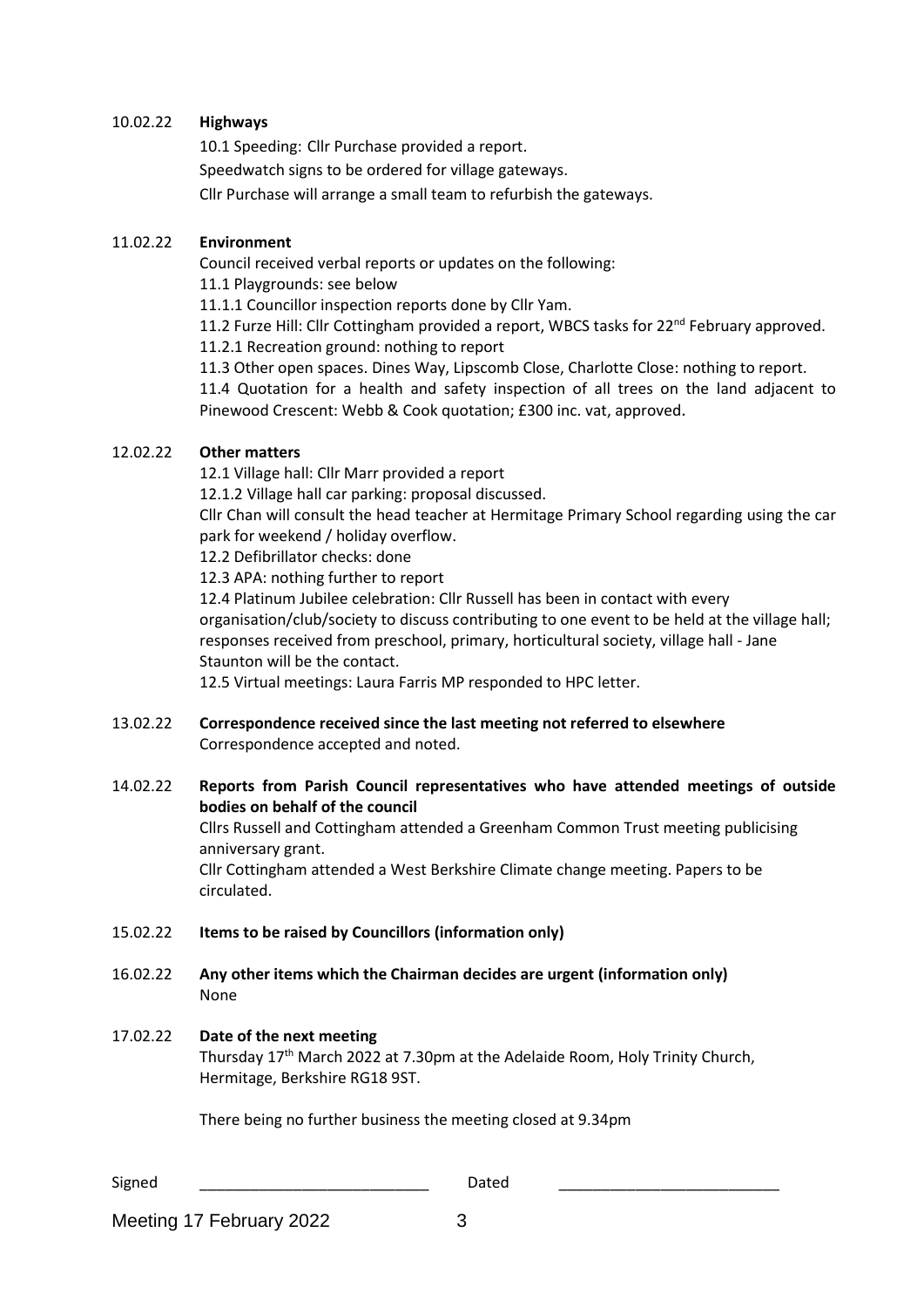10.02.22 **Highways**

10.1 Speeding: Cllr Purchase provided a report.

Speedwatch signs to be ordered for village gateways.

Cllr Purchase will arrange a small team to refurbish the gateways.

11.02.22 **Environment**

Council received verbal reports or updates on the following:

11.1 Playgrounds: see below

11.1.1 Councillor inspection reports done by Cllr Yam.

11.2 Furze Hill: Cllr Cottingham provided a report, WBCS tasks for 22nd February approved.

11.2.1 Recreation ground: nothing to report

11.3 Other open spaces. Dines Way, Lipscomb Close, Charlotte Close: nothing to report.

11.4 Quotation for a health and safety inspection of all trees on the land adjacent to Pinewood Crescent: Webb & Cook quotation; £300 inc. vat, approved.

12.02.22 **Other matters**

12.1 Village hall: Cllr Marr provided a report

12.1.2 Village hall car parking: proposal discussed.

Cllr Chan will consult the head teacher at Hermitage Primary School regarding using the car park for weekend / holiday overflow.

12.2 Defibrillator checks: done

12.3 APA: nothing further to report

12.4 Platinum Jubilee celebration: Cllr Russell has been in contact with every organisation/club/society to discuss contributing to one event to be held at the village hall; responses received from preschool, primary, horticultural society, village hall - Jane Staunton will be the contact.

12.5 Virtual meetings: Laura Farris MP responded to HPC letter.

13.02.22 **Correspondence received since the last meeting not referred to elsewhere**

Correspondence accepted and noted.

14.02.22 **Reports from Parish Council representatives who have attended meetings of outside bodies on behalf of the council**

Cllrs Russell and Cottingham attended a Greenham Common Trust meeting publicising anniversary grant.

Cllr Cottingham attended a West Berkshire Climate change meeting. Papers to be circulated.

15.02.22 **Items to be raised by Councillors (information only)**

16.02.22 **Any other items which the Chairman decides are urgent (information only)**

None

17.02.22 **Date of the next meeting**

Thursday 17th March 2022 at 7.30pm at the Adelaide Room, Holy Trinity Church, Hermitage, Berkshire RG18 9ST.

There being no further business the meeting closed at 9.34pm

Signed \_\_\_\_\_\_\_\_\_\_\_\_\_\_\_\_\_\_\_\_\_\_\_\_\_\_\_ Dated \_\_\_\_\_\_\_\_\_\_\_\_\_\_\_\_\_\_\_\_\_\_\_\_\_\_